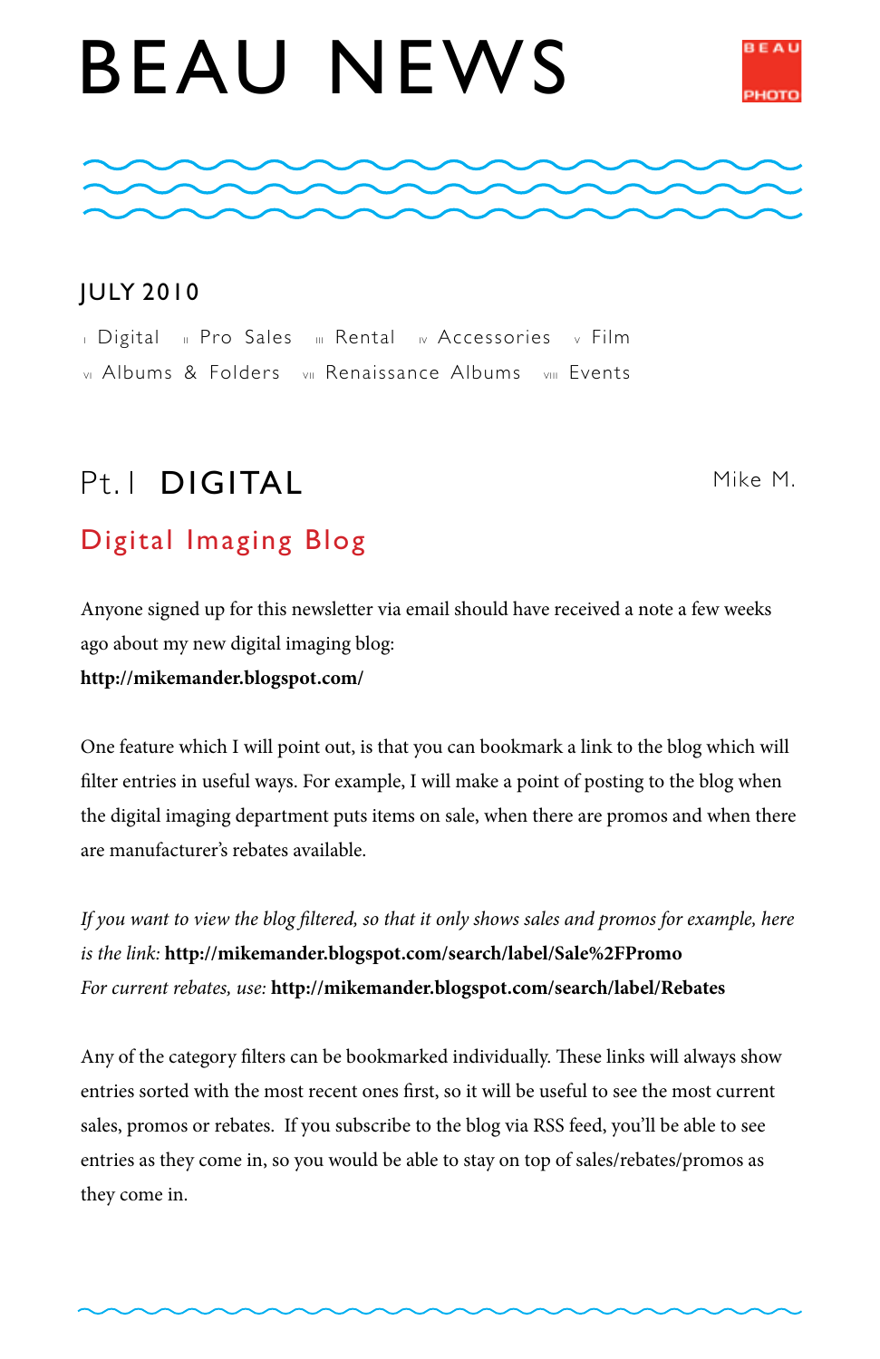# BEAU NEWS

BEAU PHOTO

## JULY 2010

I Digital II Pro Sales III Rental IV Accessories V Film
VI Albums & Folders VII Renaissance Albums VIII Events

## Pt. I DIGITAL

Mike M.

### Digital Imaging Blog

Anyone signed up for this newsletter via email should have received a note a few weeks ago about my new digital imaging blog:
**http://mikemander.blogspot.com/**

One feature which I will point out, is that you can bookmark a link to the blog which will filter entries in useful ways. For example, I will make a point of posting to the blog when the digital imaging department puts items on sale, when there are promos and when there are manufacturer's rebates available.

*If you want to view the blog filtered, so that it only shows sales and promos for example, here is the link:* **http://mikemander.blogspot.com/search/label/Sale%2FPromo**
*For current rebates, use:* **http://mikemander.blogspot.com/search/label/Rebates**

Any of the category filters can be bookmarked individually. These links will always show entries sorted with the most recent ones first, so it will be useful to see the most current sales, promos or rebates. If you subscribe to the blog via RSS feed, you'll be able to see entries as they come in, so you would be able to stay on top of sales/rebates/promos as they come in.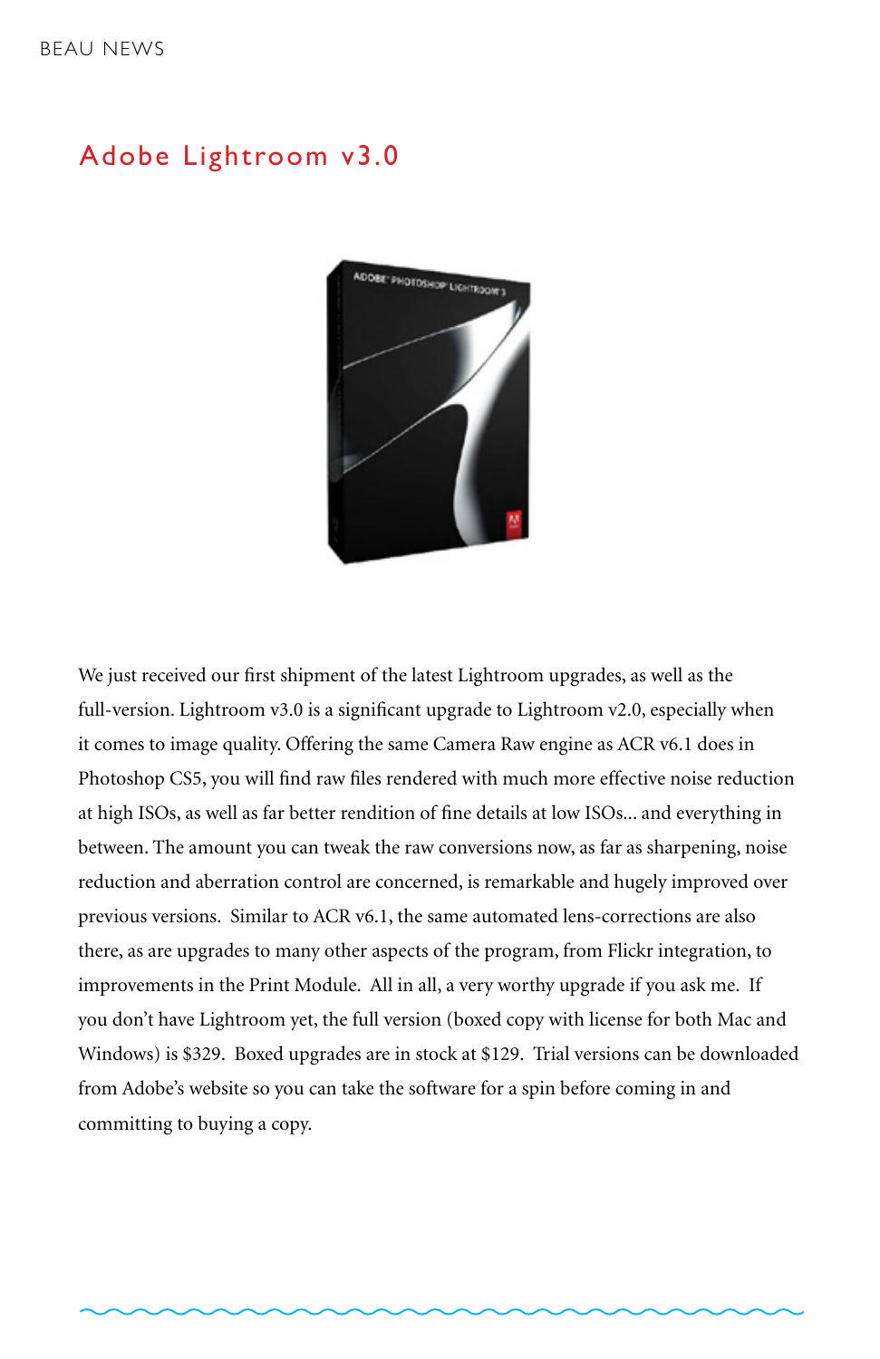# Adobe Lightroom v3.0

We just received our first shipment of the latest Lightroom upgrades, as well as the full-version. Lightroom v3.0 is a significant upgrade to Lightroom v2.0, especially when it comes to image quality. Offering the same Camera Raw engine as ACR v6.1 does in Photoshop CS5, you will find raw files rendered with much more effective noise reduction at high ISOs, as well as far better rendition of fine details at low ISOs... and everything in between. The amount you can tweak the raw conversions now, as far as sharpening, noise reduction and aberration control are concerned, is remarkable and hugely improved over previous versions. Similar to ACR v6.1, the same automated lens-corrections are also there, as are upgrades to many other aspects of the program, from Flickr integration, to improvements in the Print Module. All in all, a very worthy upgrade if you ask me. If you don't have Lightroom yet, the full version (boxed copy with license for both Mac and Windows) is $329. Boxed upgrades are in stock at $129. Trial versions can be downloaded from Adobe's website so you can take the software for a spin before coming in and committing to buying a copy.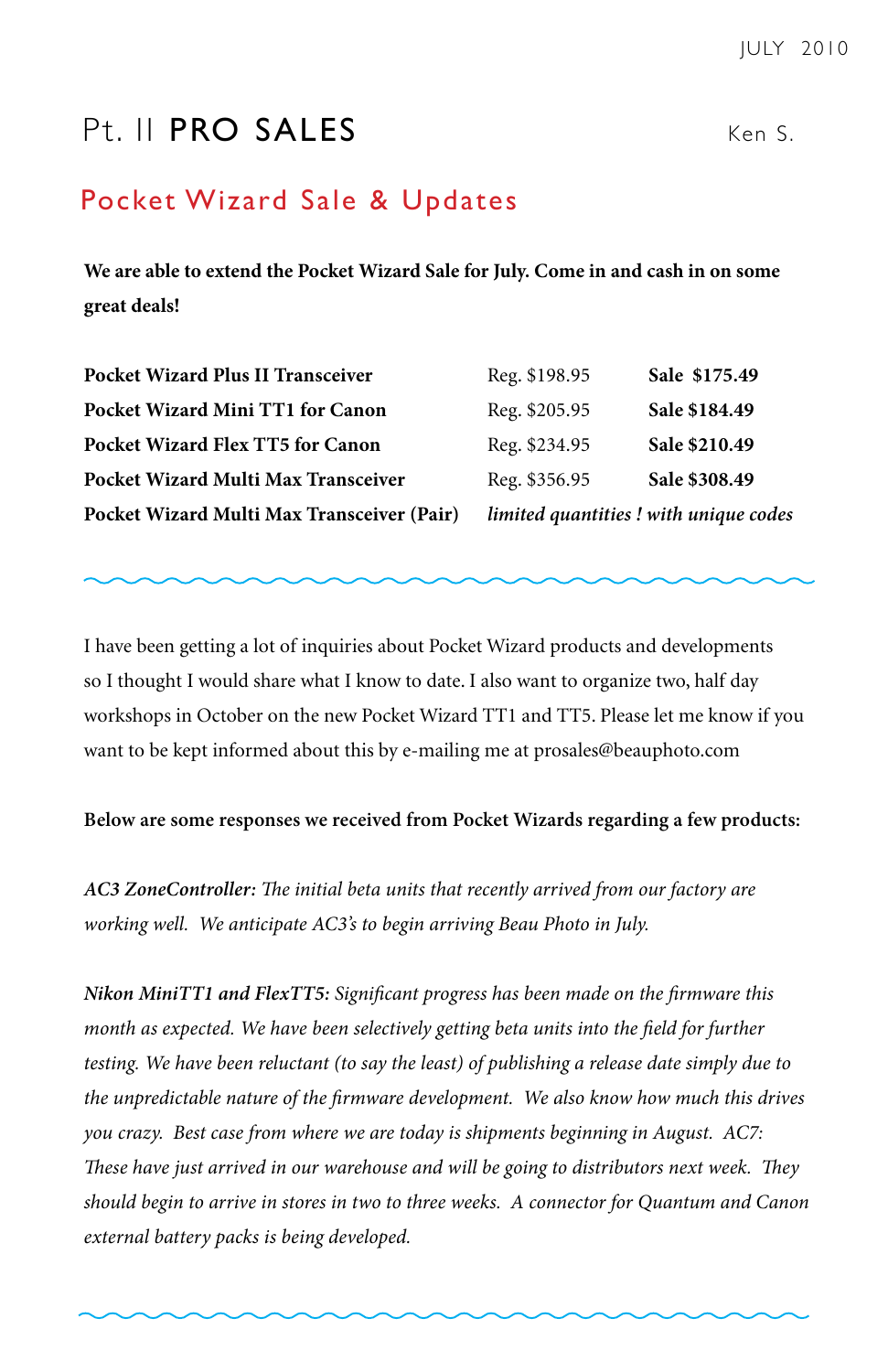# Pt. II PRO SALES

Ken S.

## Pocket Wizard Sale & Updates

**We are able to extend the Pocket Wizard Sale for July. Come in and cash in on some great deals!**

| | | |
|---|---|---|
| **Pocket Wizard Plus II Transceiver** | Reg. $198.95 | **Sale $175.49** |
| **Pocket Wizard Mini TT1 for Canon** | Reg. $205.95 | **Sale $184.49** |
| **Pocket Wizard Flex TT5 for Canon** | Reg. $234.95 | **Sale $210.49** |
| **Pocket Wizard Multi Max Transceiver** | Reg. $356.95 | **Sale $308.49** |
| **Pocket Wizard Multi Max Transceiver (Pair)** | *limited quantities ! with unique codes* | |

I have been getting a lot of inquiries about Pocket Wizard products and developments so I thought I would share what I know to date. I also want to organize two, half day workshops in October on the new Pocket Wizard TT1 and TT5. Please let me know if you want to be kept informed about this by e-mailing me at prosales@beauphoto.com

**Below are some responses we received from Pocket Wizards regarding a few products:**

***AC3 ZoneController:*** *The initial beta units that recently arrived from our factory are working well. We anticipate AC3's to begin arriving Beau Photo in July.*

***Nikon MiniTT1 and FlexTT5:*** *Significant progress has been made on the firmware this month as expected. We have been selectively getting beta units into the field for further testing. We have been reluctant (to say the least) of publishing a release date simply due to the unpredictable nature of the firmware development. We also know how much this drives you crazy. Best case from where we are today is shipments beginning in August. AC7: These have just arrived in our warehouse and will be going to distributors next week. They should begin to arrive in stores in two to three weeks. A connector for Quantum and Canon external battery packs is being developed.*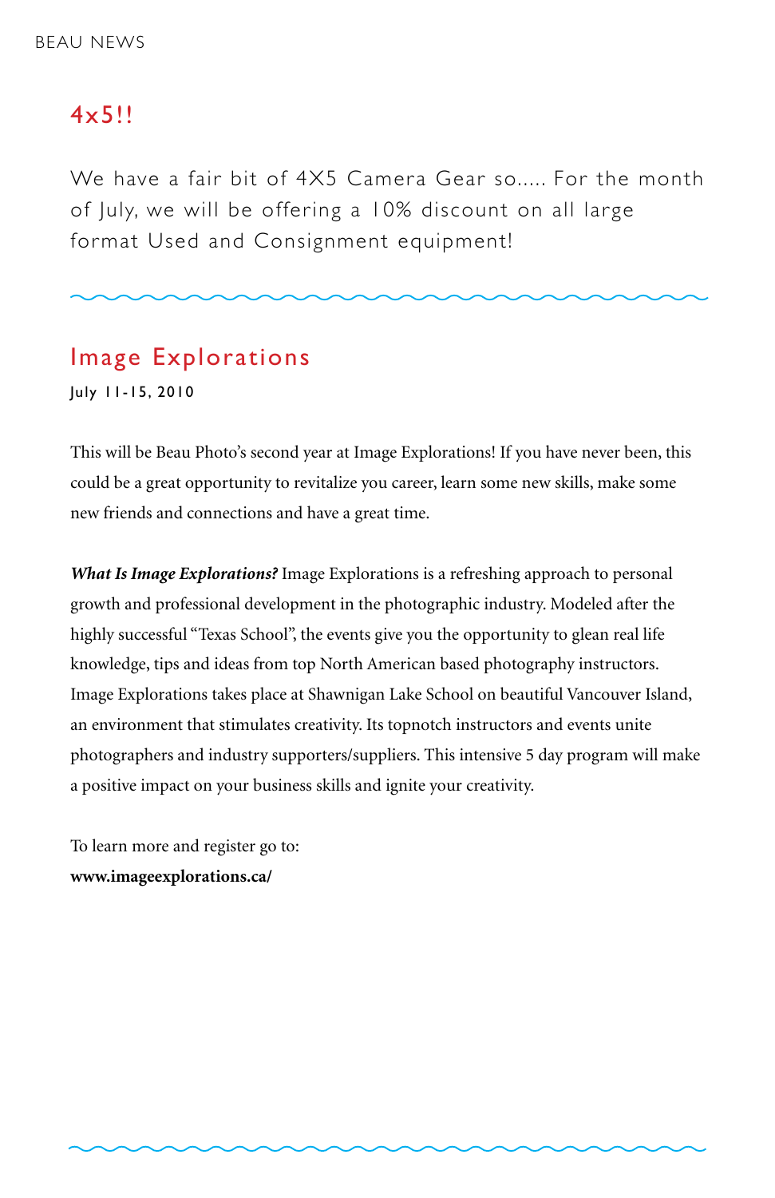## 4x5!!

We have a fair bit of 4X5 Camera Gear so..... For the month of July, we will be offering a 10% discount on all large format Used and Consignment equipment!

---

## Image Explorations

**July 11-15, 2010**

This will be Beau Photo's second year at Image Explorations! If you have never been, this could be a great opportunity to revitalize you career, learn some new skills, make some new friends and connections and have a great time.

***What Is Image Explorations?*** Image Explorations is a refreshing approach to personal growth and professional development in the photographic industry. Modeled after the highly successful "Texas School", the events give you the opportunity to glean real life knowledge, tips and ideas from top North American based photography instructors. Image Explorations takes place at Shawnigan Lake School on beautiful Vancouver Island, an environment that stimulates creativity. Its topnotch instructors and events unite photographers and industry supporters/suppliers. This intensive 5 day program will make a positive impact on your business skills and ignite your creativity.

To learn more and register go to:
**www.imageexplorations.ca/**

---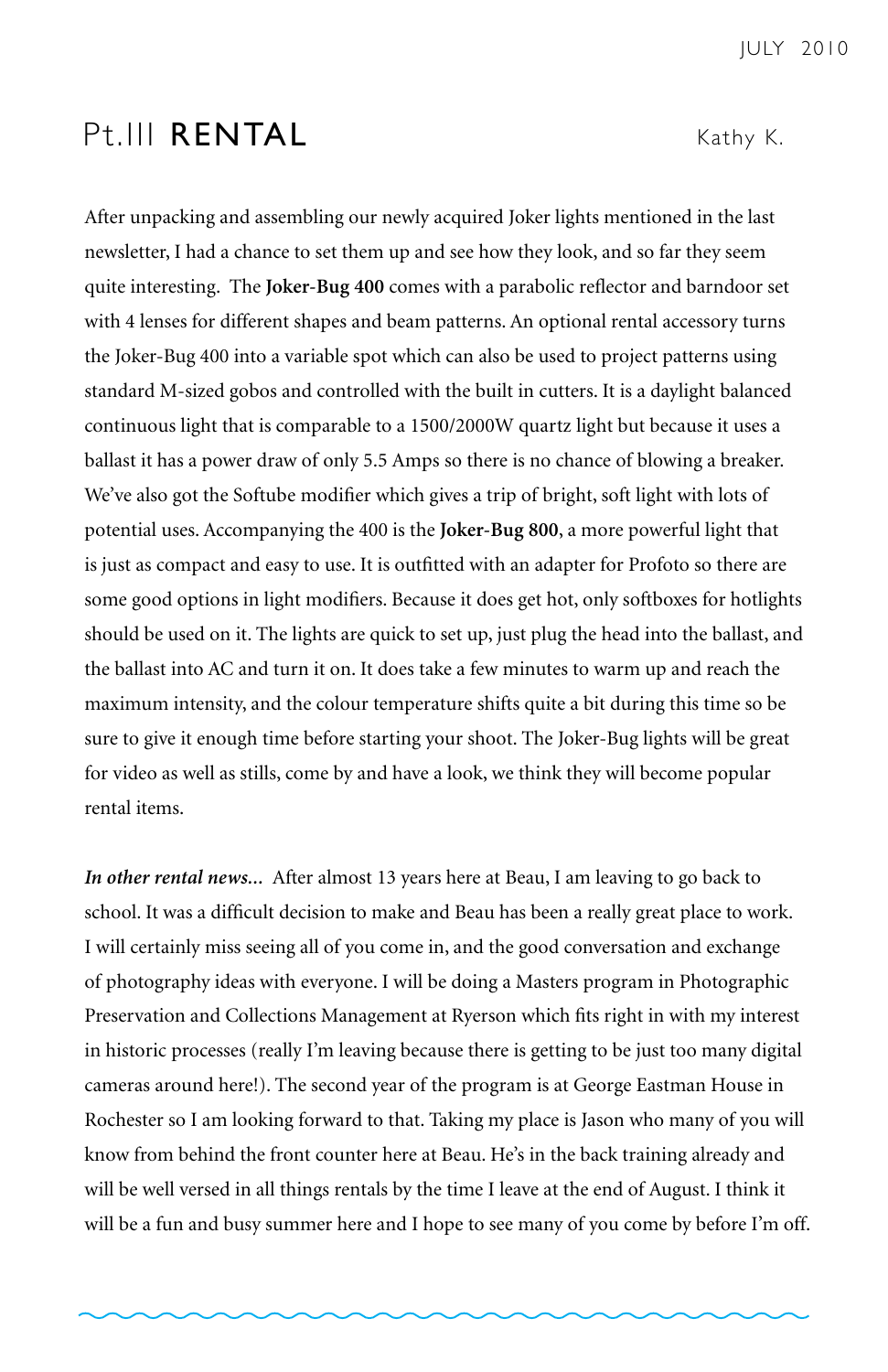# Pt.III RENTAL

Kathy K.

After unpacking and assembling our newly acquired Joker lights mentioned in the last newsletter, I had a chance to set them up and see how they look, and so far they seem quite interesting. The **Joker-Bug 400** comes with a parabolic reflector and barndoor set with 4 lenses for different shapes and beam patterns. An optional rental accessory turns the Joker-Bug 400 into a variable spot which can also be used to project patterns using standard M-sized gobos and controlled with the built in cutters. It is a daylight balanced continuous light that is comparable to a 1500/2000W quartz light but because it uses a ballast it has a power draw of only 5.5 Amps so there is no chance of blowing a breaker. We've also got the Softube modifier which gives a trip of bright, soft light with lots of potential uses. Accompanying the 400 is the **Joker-Bug 800**, a more powerful light that is just as compact and easy to use. It is outfitted with an adapter for Profoto so there are some good options in light modifiers. Because it does get hot, only softboxes for hotlights should be used on it. The lights are quick to set up, just plug the head into the ballast, and the ballast into AC and turn it on. It does take a few minutes to warm up and reach the maximum intensity, and the colour temperature shifts quite a bit during this time so be sure to give it enough time before starting your shoot. The Joker-Bug lights will be great for video as well as stills, come by and have a look, we think they will become popular rental items.

***In other rental news...*** After almost 13 years here at Beau, I am leaving to go back to school. It was a difficult decision to make and Beau has been a really great place to work. I will certainly miss seeing all of you come in, and the good conversation and exchange of photography ideas with everyone. I will be doing a Masters program in Photographic Preservation and Collections Management at Ryerson which fits right in with my interest in historic processes (really I'm leaving because there is getting to be just too many digital cameras around here!). The second year of the program is at George Eastman House in Rochester so I am looking forward to that. Taking my place is Jason who many of you will know from behind the front counter here at Beau. He's in the back training already and will be well versed in all things rentals by the time I leave at the end of August. I think it will be a fun and busy summer here and I hope to see many of you come by before I'm off.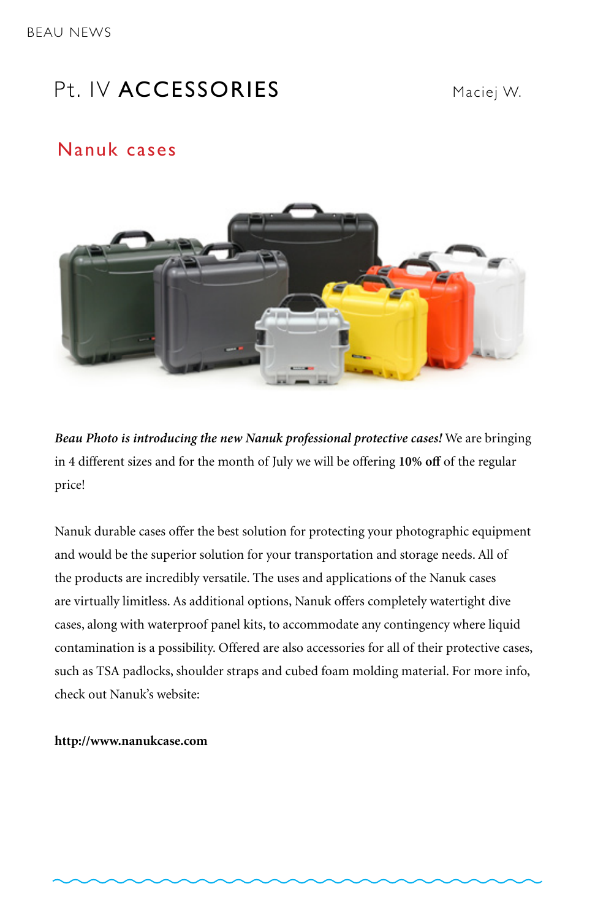# Pt. IV **ACCESSORIES**

Maciej W.

## Nanuk cases

***Beau Photo is introducing the new Nanuk professional protective cases!*** We are bringing in 4 different sizes and for the month of July we will be offering **10% off** of the regular price!

Nanuk durable cases offer the best solution for protecting your photographic equipment and would be the superior solution for your transportation and storage needs. All of the products are incredibly versatile. The uses and applications of the Nanuk cases are virtually limitless. As additional options, Nanuk offers completely watertight dive cases, along with waterproof panel kits, to accommodate any contingency where liquid contamination is a possibility. Offered are also accessories for all of their protective cases, such as TSA padlocks, shoulder straps and cubed foam molding material. For more info, check out Nanuk's website:

**http://www.nanukcase.com**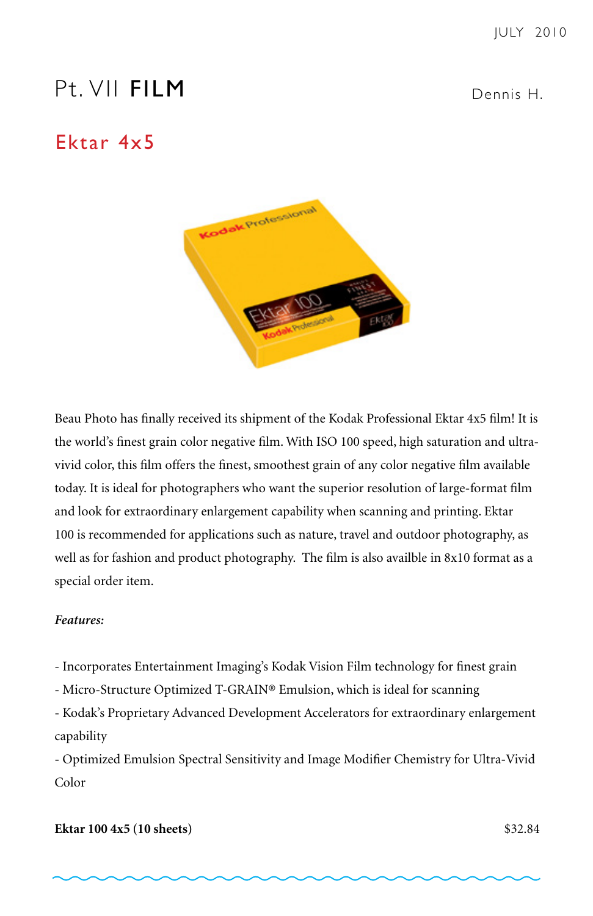JULY 2010

# Pt. VII **FILM**

Dennis H.

## Ektar 4x5

Beau Photo has finally received its shipment of the Kodak Professional Ektar 4x5 film! It is the world's finest grain color negative film. With ISO 100 speed, high saturation and ultra-vivid color, this film offers the finest, smoothest grain of any color negative film available today. It is ideal for photographers who want the superior resolution of large-format film and look for extraordinary enlargement capability when scanning and printing. Ektar 100 is recommended for applications such as nature, travel and outdoor photography, as well as for fashion and product photography. The film is also availble in 8x10 format as a special order item.

***Features:***

- Incorporates Entertainment Imaging's Kodak Vision Film technology for finest grain
- Micro-Structure Optimized T-GRAIN® Emulsion, which is ideal for scanning
- Kodak's Proprietary Advanced Development Accelerators for extraordinary enlargement capability
- Optimized Emulsion Spectral Sensitivity and Image Modifier Chemistry for Ultra-Vivid Color

**Ektar 100 4x5 (10 sheets)** $32.84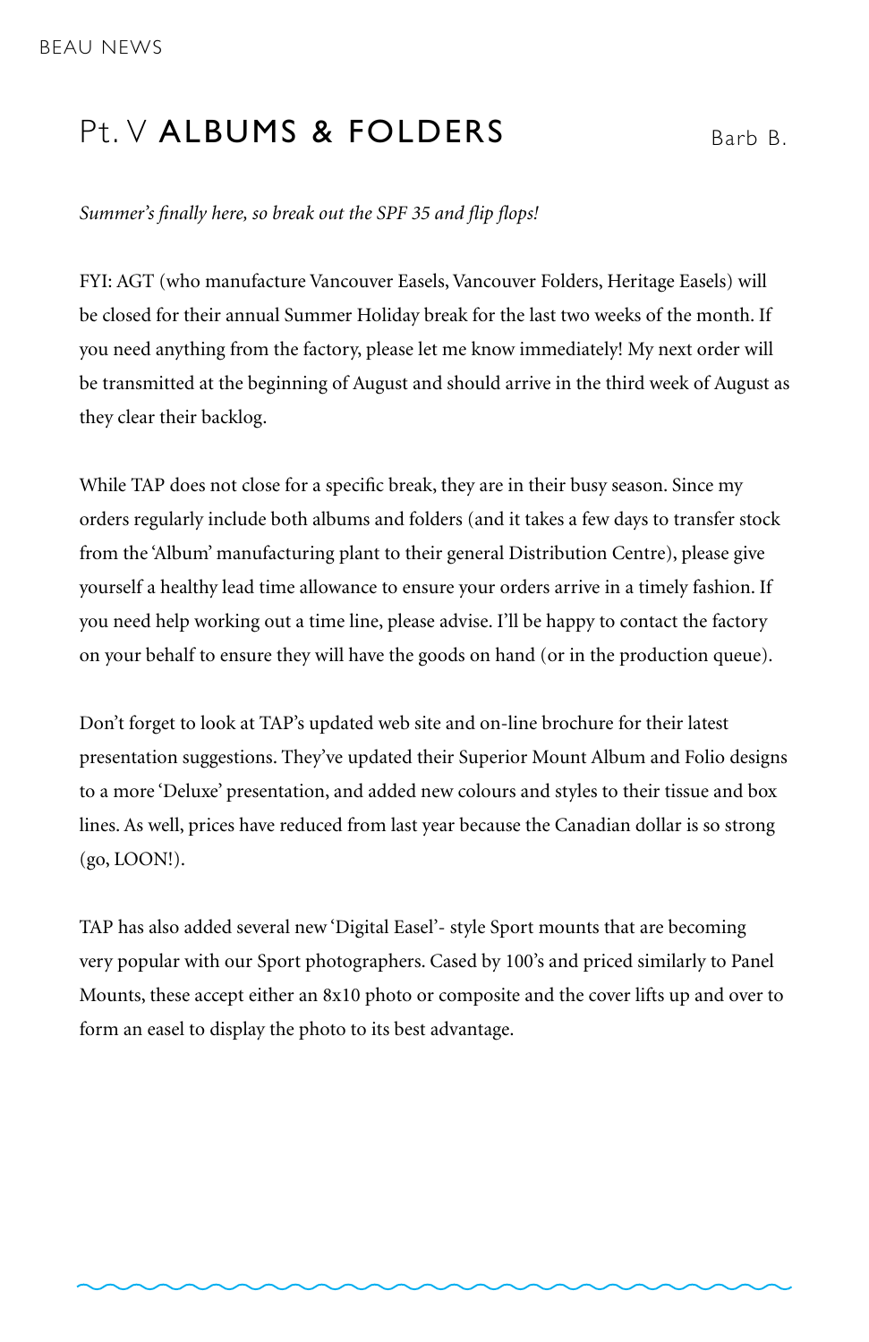# Pt. V ALBUMS & FOLDERS

Barb B.

*Summer's finally here, so break out the SPF 35 and flip flops!*

FYI: AGT (who manufacture Vancouver Easels, Vancouver Folders, Heritage Easels) will be closed for their annual Summer Holiday break for the last two weeks of the month. If you need anything from the factory, please let me know immediately! My next order will be transmitted at the beginning of August and should arrive in the third week of August as they clear their backlog.

While TAP does not close for a specific break, they are in their busy season. Since my orders regularly include both albums and folders (and it takes a few days to transfer stock from the 'Album' manufacturing plant to their general Distribution Centre), please give yourself a healthy lead time allowance to ensure your orders arrive in a timely fashion. If you need help working out a time line, please advise. I'll be happy to contact the factory on your behalf to ensure they will have the goods on hand (or in the production queue).

Don't forget to look at TAP's updated web site and on-line brochure for their latest presentation suggestions. They've updated their Superior Mount Album and Folio designs to a more 'Deluxe' presentation, and added new colours and styles to their tissue and box lines. As well, prices have reduced from last year because the Canadian dollar is so strong (go, LOON!).

TAP has also added several new 'Digital Easel'- style Sport mounts that are becoming very popular with our Sport photographers. Cased by 100's and priced similarly to Panel Mounts, these accept either an 8x10 photo or composite and the cover lifts up and over to form an easel to display the photo to its best advantage.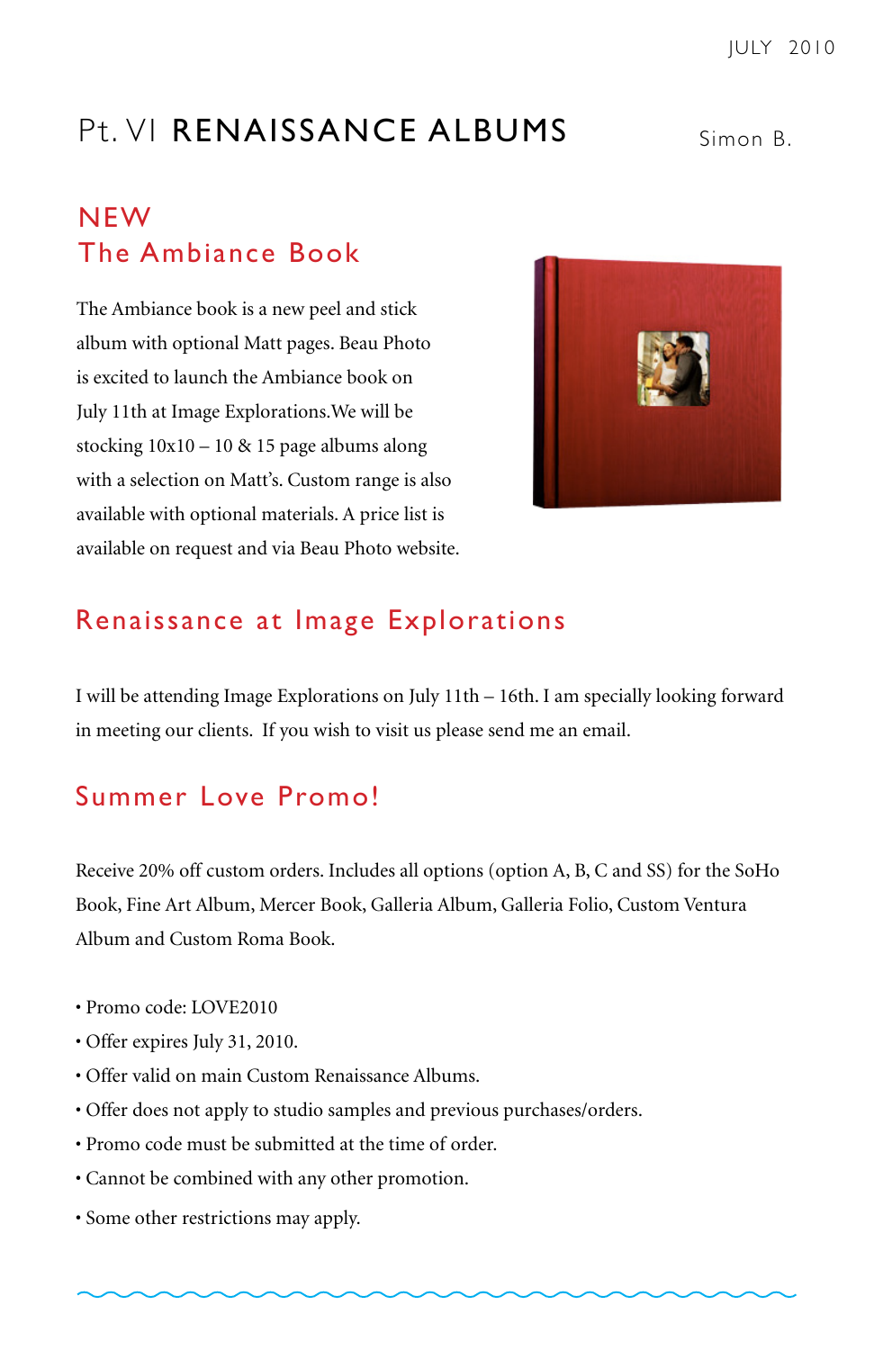JULY 2010

# Pt. VI RENAISSANCE ALBUMS

Simon B.

## NEW
## The Ambiance Book

The Ambiance book is a new peel and stick album with optional Matt pages. Beau Photo is excited to launch the Ambiance book on July 11th at Image Explorations.We will be stocking 10x10 – 10 & 15 page albums along with a selection on Matt's. Custom range is also available with optional materials. A price list is available on request and via Beau Photo website.

## Renaissance at Image Explorations

I will be attending Image Explorations on July 11th – 16th. I am specially looking forward in meeting our clients. If you wish to visit us please send me an email.

## Summer Love Promo!

Receive 20% off custom orders. Includes all options (option A, B, C and SS) for the SoHo Book, Fine Art Album, Mercer Book, Galleria Album, Galleria Folio, Custom Ventura Album and Custom Roma Book.

- Promo code: LOVE2010
- Offer expires July 31, 2010.
- Offer valid on main Custom Renaissance Albums.
- Offer does not apply to studio samples and previous purchases/orders.
- Promo code must be submitted at the time of order.
- Cannot be combined with any other promotion.
- Some other restrictions may apply.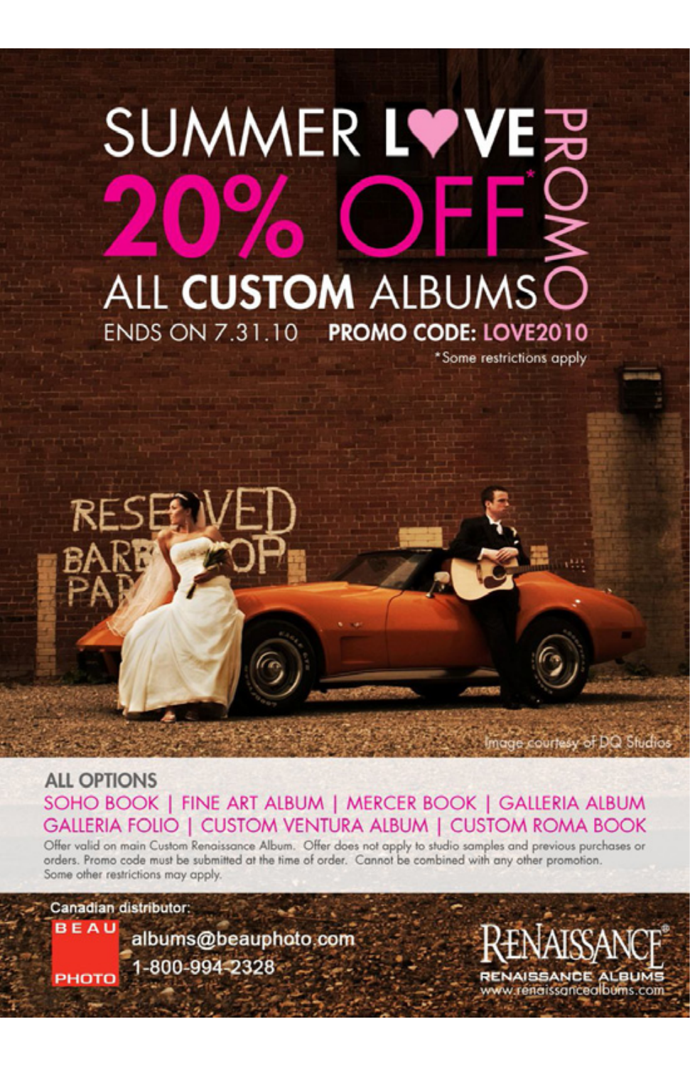# SUMMER LOVE PROMO

# 20% OFF*

## ALL CUSTOM ALBUMS

ENDS ON 7.31.10 **PROMO CODE: LOVE2010**

*Some restrictions apply

RESERVED BARBER SHOP PARKING

Image courtesy of DQ Studios

**ALL OPTIONS**

SOHO BOOK | FINE ART ALBUM | MERCER BOOK | GALLERIA ALBUM | GALLERIA FOLIO | CUSTOM VENTURA ALBUM | CUSTOM ROMA BOOK

Offer valid on main Custom Renaissance Album. Offer does not apply to studio samples and previous purchases or orders. Promo code must be submitted at the time of order. Cannot be combined with any other promotion. Some other restrictions may apply.

Canadian distributor:

BEAU PHOTO

albums@beauphoto.com

1-800-994-2328

RENAISSANCE®

RENAISSANCE ALBUMS

www.renaissancealbums.com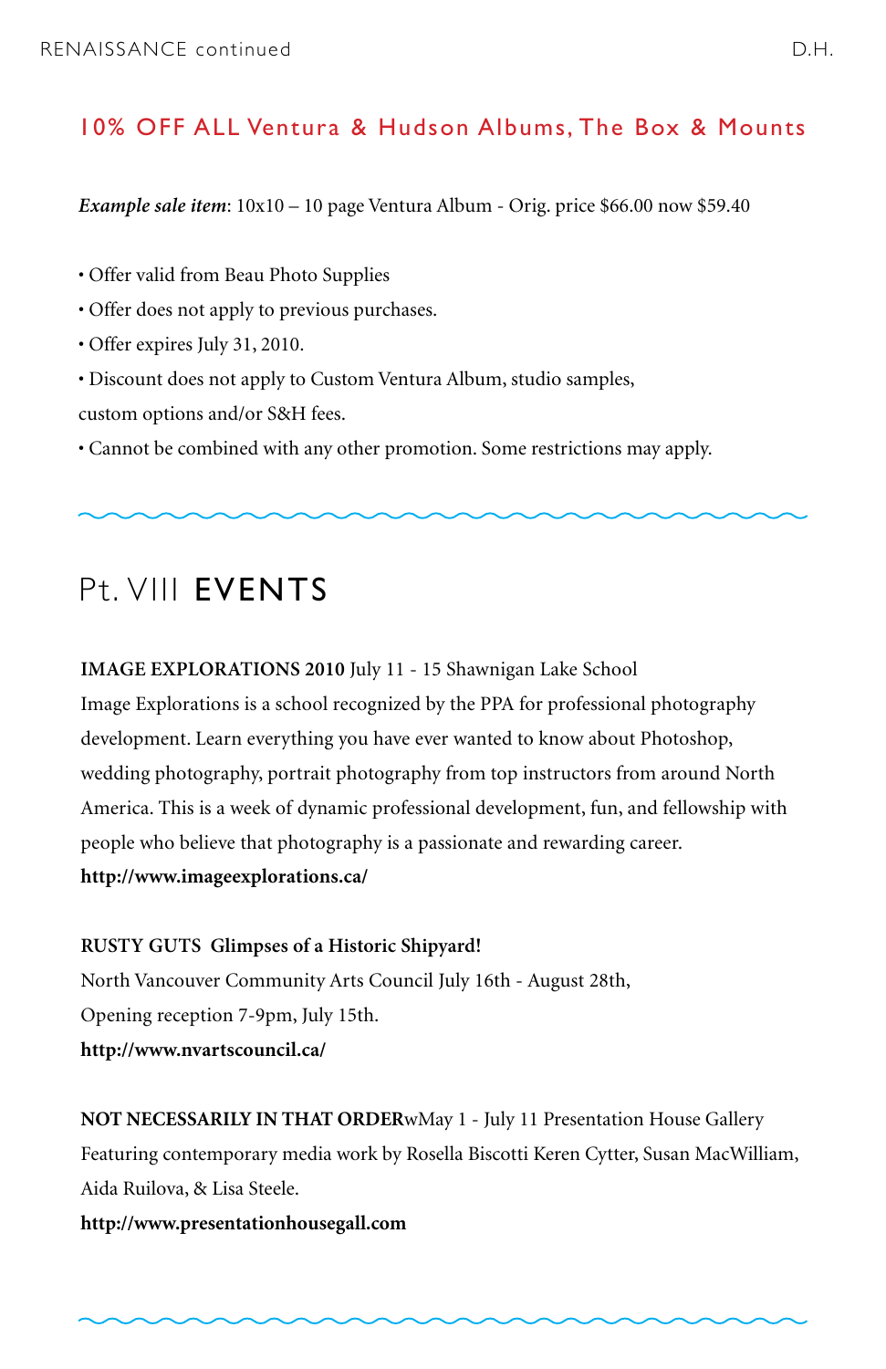## 10% OFF ALL Ventura & Hudson Albums, The Box & Mounts

***Example sale item***: 10x10 – 10 page Ventura Album - Orig. price $66.00 now $59.40

- Offer valid from Beau Photo Supplies
- Offer does not apply to previous purchases.
- Offer expires July 31, 2010.
- Discount does not apply to Custom Ventura Album, studio samples, custom options and/or S&H fees.
- Cannot be combined with any other promotion. Some restrictions may apply.

---

# Pt. VIII **EVENTS**

**IMAGE EXPLORATIONS 2010** July 11 - 15 Shawnigan Lake School
Image Explorations is a school recognized by the PPA for professional photography development. Learn everything you have ever wanted to know about Photoshop, wedding photography, portrait photography from top instructors from around North America. This is a week of dynamic professional development, fun, and fellowship with people who believe that photography is a passionate and rewarding career.
**http://www.imageexplorations.ca/**

**RUSTY GUTS Glimpses of a Historic Shipyard!**
North Vancouver Community Arts Council July 16th - August 28th,
Opening reception 7-9pm, July 15th.
**http://www.nvartscouncil.ca/**

**NOT NECESSARILY IN THAT ORDER**wMay 1 - July 11 Presentation House Gallery
Featuring contemporary media work by Rosella Biscotti Keren Cytter, Susan MacWilliam, Aida Ruilova, & Lisa Steele.
**http://www.presentationhousegall.com**

---